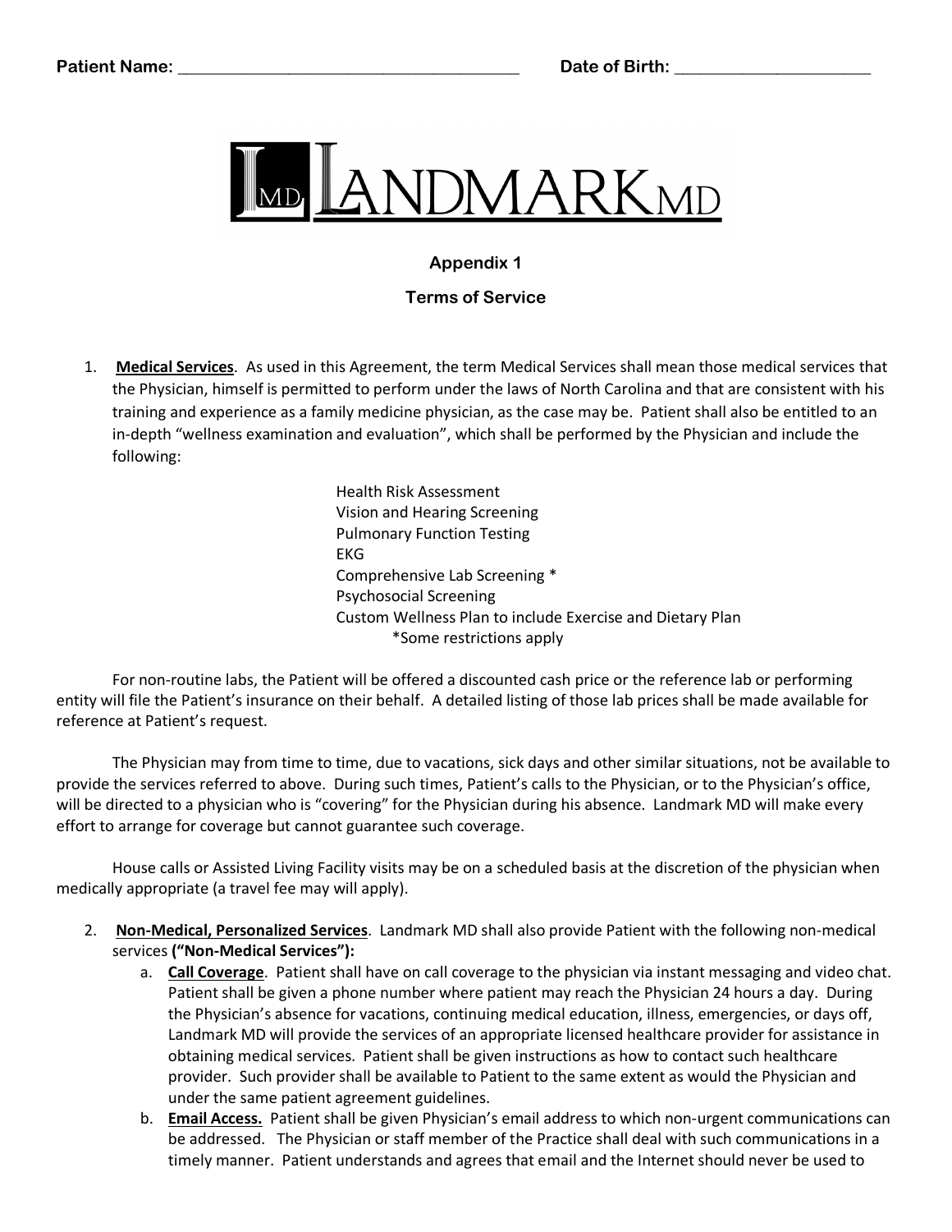**Patient Name:** ________________________________________ **Date of Birth:** ______________________

LANDMARK MD

## Appendix 1

## Terms of Service

1. **Medical Services**. As used in this Agreement, the term Medical Services shall mean those medical services that the Physician, himself is permitted to perform under the laws of North Carolina and that are consistent with his training and experience as a family medicine physician, as the case may be. Patient shall also be entitled to an in-depth "wellness examination and evaluation", which shall be performed by the Physician and include the following:

   Health Risk Assessment
   Vision and Hearing Screening
   Pulmonary Function Testing
   EKG
   Comprehensive Lab Screening *
   Psychosocial Screening
   Custom Wellness Plan to include Exercise and Dietary Plan
   *Some restrictions apply

For non-routine labs, the Patient will be offered a discounted cash price or the reference lab or performing entity will file the Patient's insurance on their behalf. A detailed listing of those lab prices shall be made available for reference at Patient's request.

The Physician may from time to time, due to vacations, sick days and other similar situations, not be available to provide the services referred to above. During such times, Patient's calls to the Physician, or to the Physician's office, will be directed to a physician who is "covering" for the Physician during his absence. Landmark MD will make every effort to arrange for coverage but cannot guarantee such coverage.

House calls or Assisted Living Facility visits may be on a scheduled basis at the discretion of the physician when medically appropriate (a travel fee may will apply).

2. **Non-Medical, Personalized Services**. Landmark MD shall also provide Patient with the following non-medical services **("Non-Medical Services"):**
   a. **Call Coverage**. Patient shall have on call coverage to the physician via instant messaging and video chat. Patient shall be given a phone number where patient may reach the Physician 24 hours a day. During the Physician's absence for vacations, continuing medical education, illness, emergencies, or days off, Landmark MD will provide the services of an appropriate licensed healthcare provider for assistance in obtaining medical services. Patient shall be given instructions as how to contact such healthcare provider. Such provider shall be available to Patient to the same extent as would the Physician and under the same patient agreement guidelines.
   b. **Email Access.** Patient shall be given Physician's email address to which non-urgent communications can be addressed. The Physician or staff member of the Practice shall deal with such communications in a timely manner. Patient understands and agrees that email and the Internet should never be used to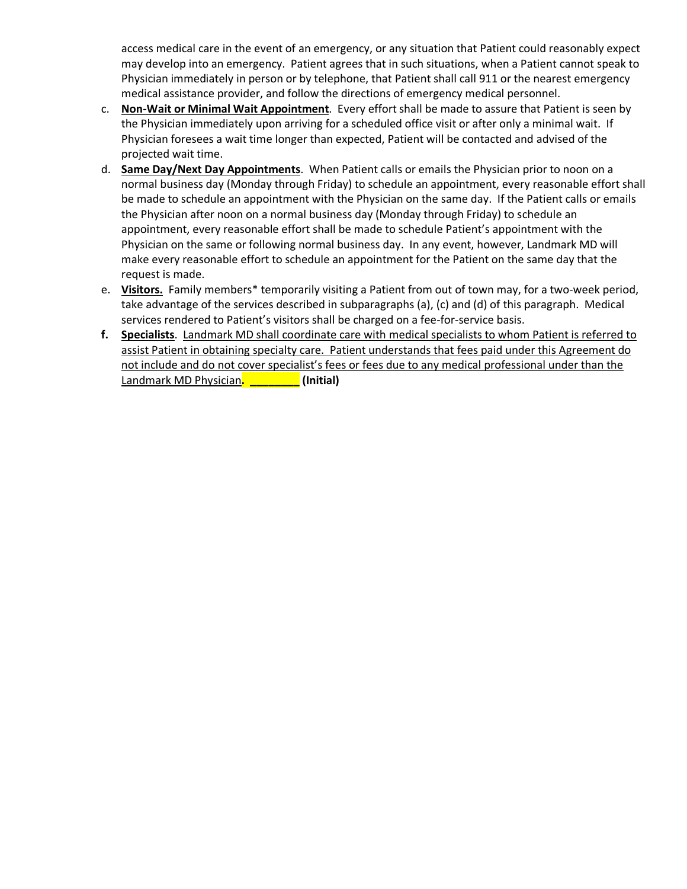access medical care in the event of an emergency, or any situation that Patient could reasonably expect may develop into an emergency. Patient agrees that in such situations, when a Patient cannot speak to Physician immediately in person or by telephone, that Patient shall call 911 or the nearest emergency medical assistance provider, and follow the directions of emergency medical personnel.

c. **Non-Wait or Minimal Wait Appointment**. Every effort shall be made to assure that Patient is seen by the Physician immediately upon arriving for a scheduled office visit or after only a minimal wait. If Physician foresees a wait time longer than expected, Patient will be contacted and advised of the projected wait time.

d. **Same Day/Next Day Appointments**. When Patient calls or emails the Physician prior to noon on a normal business day (Monday through Friday) to schedule an appointment, every reasonable effort shall be made to schedule an appointment with the Physician on the same day. If the Patient calls or emails the Physician after noon on a normal business day (Monday through Friday) to schedule an appointment, every reasonable effort shall be made to schedule Patient's appointment with the Physician on the same or following normal business day. In any event, however, Landmark MD will make every reasonable effort to schedule an appointment for the Patient on the same day that the request is made.

e. **Visitors.** Family members* temporarily visiting a Patient from out of town may, for a two-week period, take advantage of the services described in subparagraphs (a), (c) and (d) of this paragraph. Medical services rendered to Patient's visitors shall be charged on a fee-for-service basis.

**f.** **Specialists**. Landmark MD shall coordinate care with medical specialists to whom Patient is referred to assist Patient in obtaining specialty care. Patient understands that fees paid under this Agreement do not include and do not cover specialist's fees or fees due to any medical professional under than the Landmark MD Physician**. ________ (Initial)**